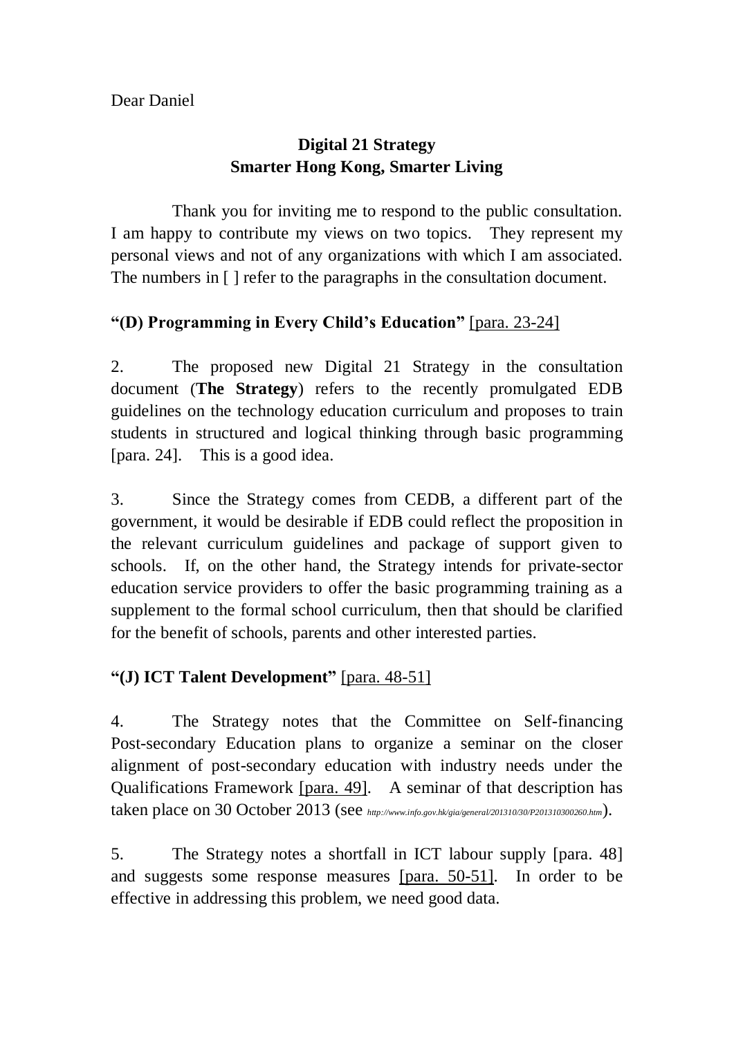Dear Daniel

**Digital 21 Strategy**
**Smarter Hong Kong, Smarter Living**

Thank you for inviting me to respond to the public consultation. I am happy to contribute my views on two topics. They represent my personal views and not of any organizations with which I am associated. The numbers in [ ] refer to the paragraphs in the consultation document.

**"(D) Programming in Every Child's Education"** [para. 23-24]

2. The proposed new Digital 21 Strategy in the consultation document (**The Strategy**) refers to the recently promulgated EDB guidelines on the technology education curriculum and proposes to train students in structured and logical thinking through basic programming [para. 24]. This is a good idea.

3. Since the Strategy comes from CEDB, a different part of the government, it would be desirable if EDB could reflect the proposition in the relevant curriculum guidelines and package of support given to schools. If, on the other hand, the Strategy intends for private-sector education service providers to offer the basic programming training as a supplement to the formal school curriculum, then that should be clarified for the benefit of schools, parents and other interested parties.

**"(J) ICT Talent Development"** [para. 48-51]

4. The Strategy notes that the Committee on Self-financing Post-secondary Education plans to organize a seminar on the closer alignment of post-secondary education with industry needs under the Qualifications Framework [para. 49]. A seminar of that description has taken place on 30 October 2013 (see *http://www.info.gov.hk/gia/general/201310/30/P201310300260.htm*).

5. The Strategy notes a shortfall in ICT labour supply [para. 48] and suggests some response measures [para. 50-51]. In order to be effective in addressing this problem, we need good data.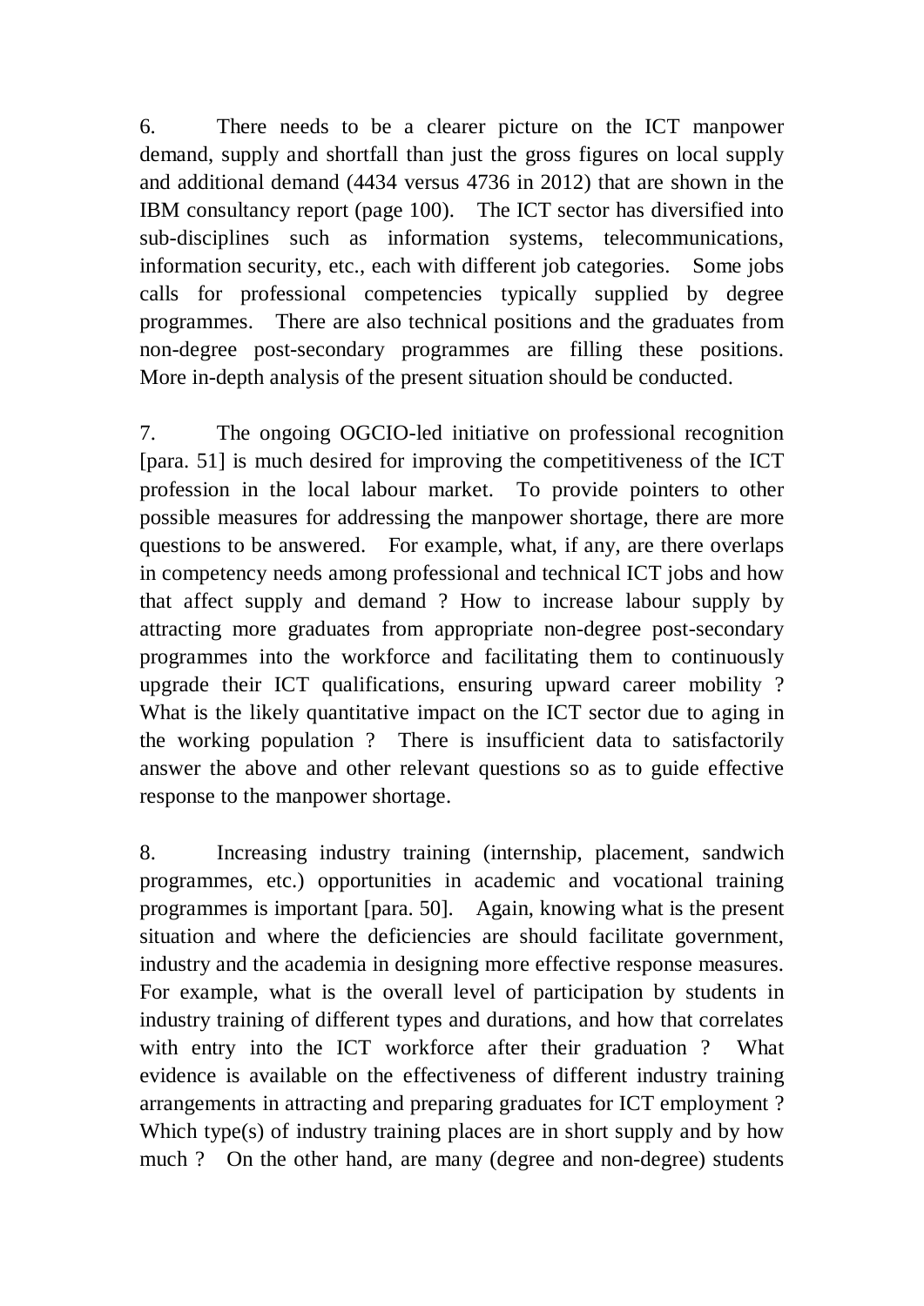6. There needs to be a clearer picture on the ICT manpower demand, supply and shortfall than just the gross figures on local supply and additional demand (4434 versus 4736 in 2012) that are shown in the IBM consultancy report (page 100). The ICT sector has diversified into sub-disciplines such as information systems, telecommunications, information security, etc., each with different job categories. Some jobs calls for professional competencies typically supplied by degree programmes. There are also technical positions and the graduates from non-degree post-secondary programmes are filling these positions. More in-depth analysis of the present situation should be conducted.

7. The ongoing OGCIO-led initiative on professional recognition [para. 51] is much desired for improving the competitiveness of the ICT profession in the local labour market. To provide pointers to other possible measures for addressing the manpower shortage, there are more questions to be answered. For example, what, if any, are there overlaps in competency needs among professional and technical ICT jobs and how that affect supply and demand ? How to increase labour supply by attracting more graduates from appropriate non-degree post-secondary programmes into the workforce and facilitating them to continuously upgrade their ICT qualifications, ensuring upward career mobility ? What is the likely quantitative impact on the ICT sector due to aging in the working population ? There is insufficient data to satisfactorily answer the above and other relevant questions so as to guide effective response to the manpower shortage.

8. Increasing industry training (internship, placement, sandwich programmes, etc.) opportunities in academic and vocational training programmes is important [para. 50]. Again, knowing what is the present situation and where the deficiencies are should facilitate government, industry and the academia in designing more effective response measures. For example, what is the overall level of participation by students in industry training of different types and durations, and how that correlates with entry into the ICT workforce after their graduation ? What evidence is available on the effectiveness of different industry training arrangements in attracting and preparing graduates for ICT employment ? Which type(s) of industry training places are in short supply and by how much ? On the other hand, are many (degree and non-degree) students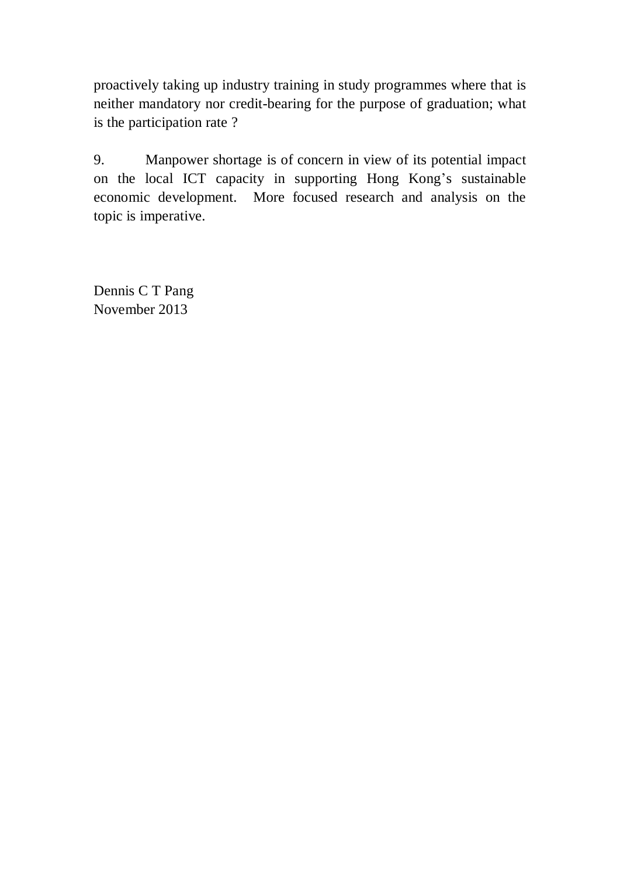proactively taking up industry training in study programmes where that is neither mandatory nor credit-bearing for the purpose of graduation; what is the participation rate ?

9. Manpower shortage is of concern in view of its potential impact on the local ICT capacity in supporting Hong Kong's sustainable economic development. More focused research and analysis on the topic is imperative.

Dennis C T Pang
November 2013